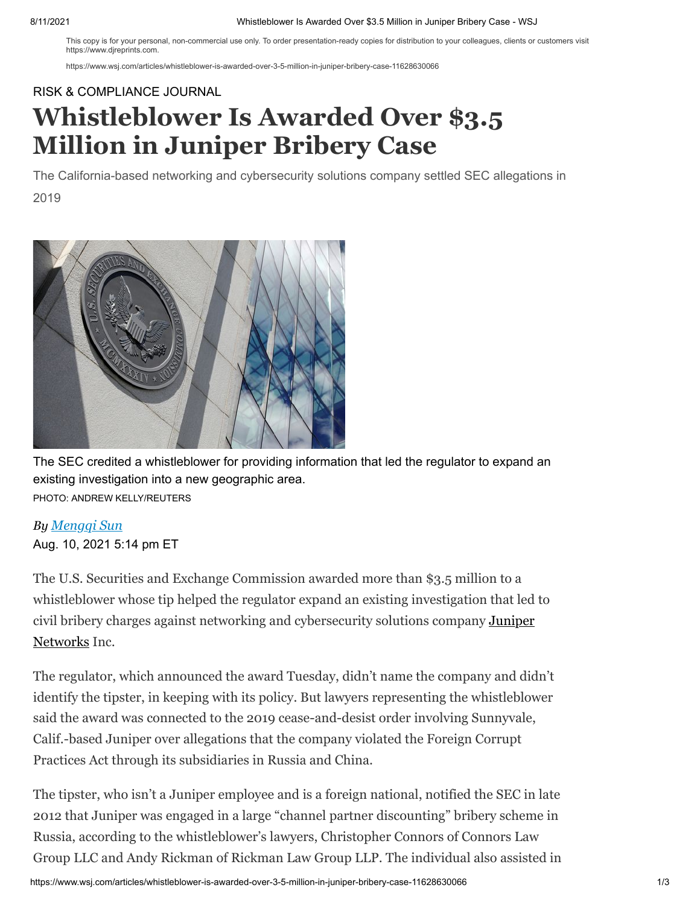This copy is for your personal, non-commercial use only. To order presentation-ready copies for distribution to your colleagues, clients or customers visit https://www.djreprints.com.

https://www.wsj.com/articles/whistleblower-is-awarded-over-3-5-million-in-juniper-bribery-case-11628630066

RISK & COMPLIANCE JOURNAL

# Whistleblower Is Awarded Over $3.5 Million in Juniper Bribery Case

The California-based networking and cybersecurity solutions company settled SEC allegations in 2019

The SEC credited a whistleblower for providing information that led the regulator to expand an existing investigation into a new geographic area.

PHOTO: ANDREW KELLY/REUTERS

*By Mengqi Sun*

Aug. 10, 2021 5:14 pm ET

The U.S. Securities and Exchange Commission awarded more than $3.5 million to a whistleblower whose tip helped the regulator expand an existing investigation that led to civil bribery charges against networking and cybersecurity solutions company Juniper Networks Inc.

The regulator, which announced the award Tuesday, didn't name the company and didn't identify the tipster, in keeping with its policy. But lawyers representing the whistleblower said the award was connected to the 2019 cease-and-desist order involving Sunnyvale, Calif.-based Juniper over allegations that the company violated the Foreign Corrupt Practices Act through its subsidiaries in Russia and China.

The tipster, who isn't a Juniper employee and is a foreign national, notified the SEC in late 2012 that Juniper was engaged in a large "channel partner discounting" bribery scheme in Russia, according to the whistleblower's lawyers, Christopher Connors of Connors Law Group LLC and Andy Rickman of Rickman Law Group LLP. The individual also assisted in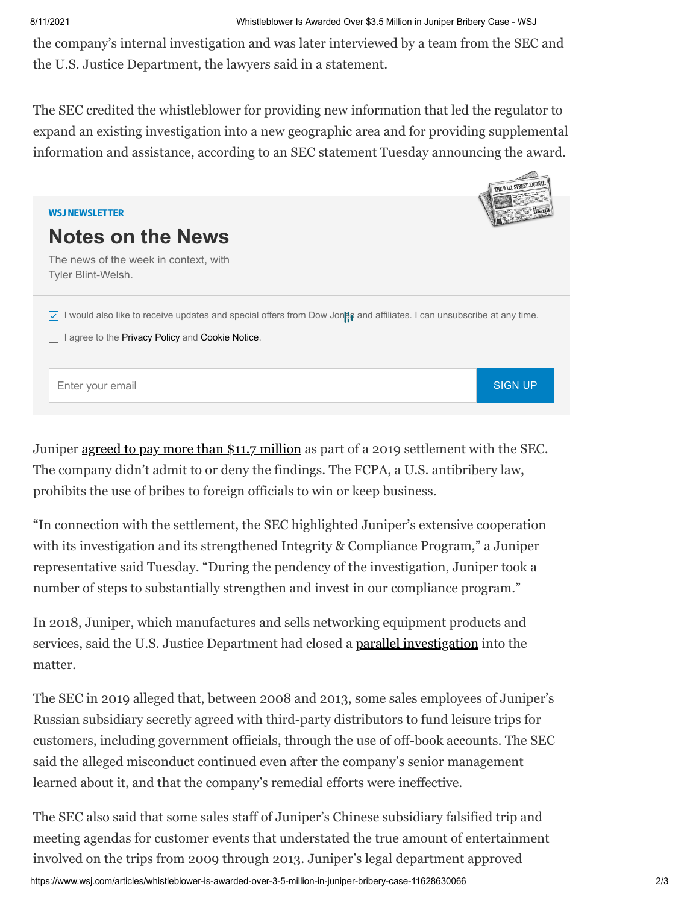the company's internal investigation and was later interviewed by a team from the SEC and the U.S. Justice Department, the lawyers said in a statement.

The SEC credited the whistleblower for providing new information that led the regulator to expand an existing investigation into a new geographic area and for providing supplemental information and assistance, according to an SEC statement Tuesday announcing the award.

Juniper agreed to pay more than $11.7 million as part of a 2019 settlement with the SEC. The company didn't admit to or deny the findings. The FCPA, a U.S. antibribery law, prohibits the use of bribes to foreign officials to win or keep business.

"In connection with the settlement, the SEC highlighted Juniper's extensive cooperation with its investigation and its strengthened Integrity & Compliance Program," a Juniper representative said Tuesday. "During the pendency of the investigation, Juniper took a number of steps to substantially strengthen and invest in our compliance program."

In 2018, Juniper, which manufactures and sells networking equipment products and services, said the U.S. Justice Department had closed a parallel investigation into the matter.

The SEC in 2019 alleged that, between 2008 and 2013, some sales employees of Juniper's Russian subsidiary secretly agreed with third-party distributors to fund leisure trips for customers, including government officials, through the use of off-book accounts. The SEC said the alleged misconduct continued even after the company's senior management learned about it, and that the company's remedial efforts were ineffective.

The SEC also said that some sales staff of Juniper's Chinese subsidiary falsified trip and meeting agendas for customer events that understated the true amount of entertainment involved on the trips from 2009 through 2013. Juniper's legal department approved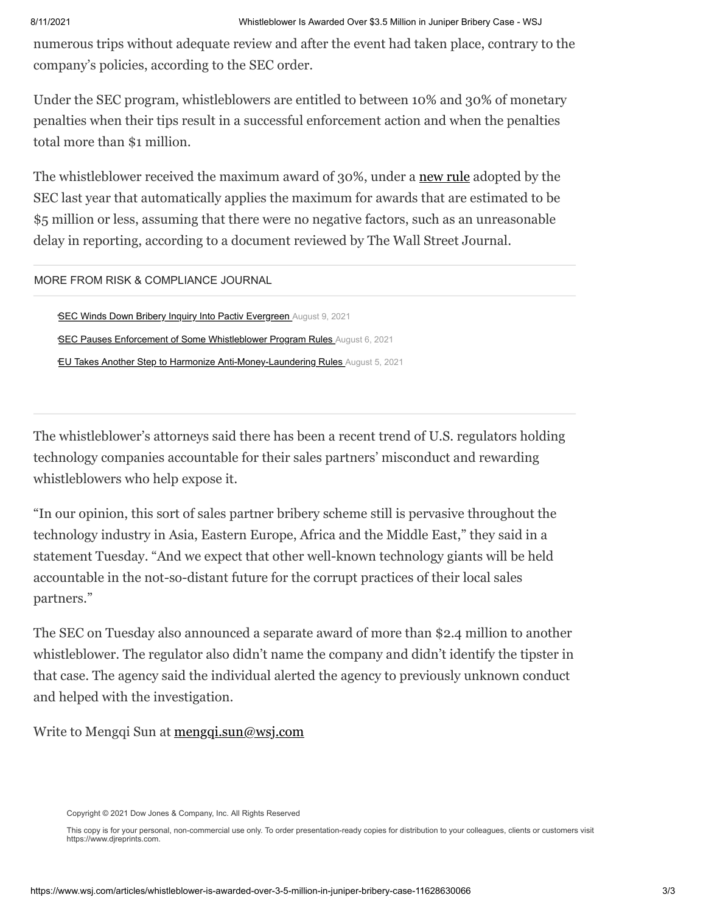numerous trips without adequate review and after the event had taken place, contrary to the company's policies, according to the SEC order.

Under the SEC program, whistleblowers are entitled to between 10% and 30% of monetary penalties when their tips result in a successful enforcement action and when the penalties total more than $1 million.

The whistleblower received the maximum award of 30%, under a new rule adopted by the SEC last year that automatically applies the maximum for awards that are estimated to be $5 million or less, assuming that there were no negative factors, such as an unreasonable delay in reporting, according to a document reviewed by The Wall Street Journal.

MORE FROM RISK & COMPLIANCE JOURNAL

- SEC Winds Down Bribery Inquiry Into Pactiv Evergreen August 9, 2021
- SEC Pauses Enforcement of Some Whistleblower Program Rules August 6, 2021
- EU Takes Another Step to Harmonize Anti-Money-Laundering Rules August 5, 2021

The whistleblower's attorneys said there has been a recent trend of U.S. regulators holding technology companies accountable for their sales partners' misconduct and rewarding whistleblowers who help expose it.

"In our opinion, this sort of sales partner bribery scheme still is pervasive throughout the technology industry in Asia, Eastern Europe, Africa and the Middle East," they said in a statement Tuesday. "And we expect that other well-known technology giants will be held accountable in the not-so-distant future for the corrupt practices of their local sales partners."

The SEC on Tuesday also announced a separate award of more than $2.4 million to another whistleblower. The regulator also didn't name the company and didn't identify the tipster in that case. The agency said the individual alerted the agency to previously unknown conduct and helped with the investigation.

Write to Mengqi Sun at mengqi.sun@wsj.com

Copyright © 2021 Dow Jones & Company, Inc. All Rights Reserved

This copy is for your personal, non-commercial use only. To order presentation-ready copies for distribution to your colleagues, clients or customers visit https://www.djreprints.com.